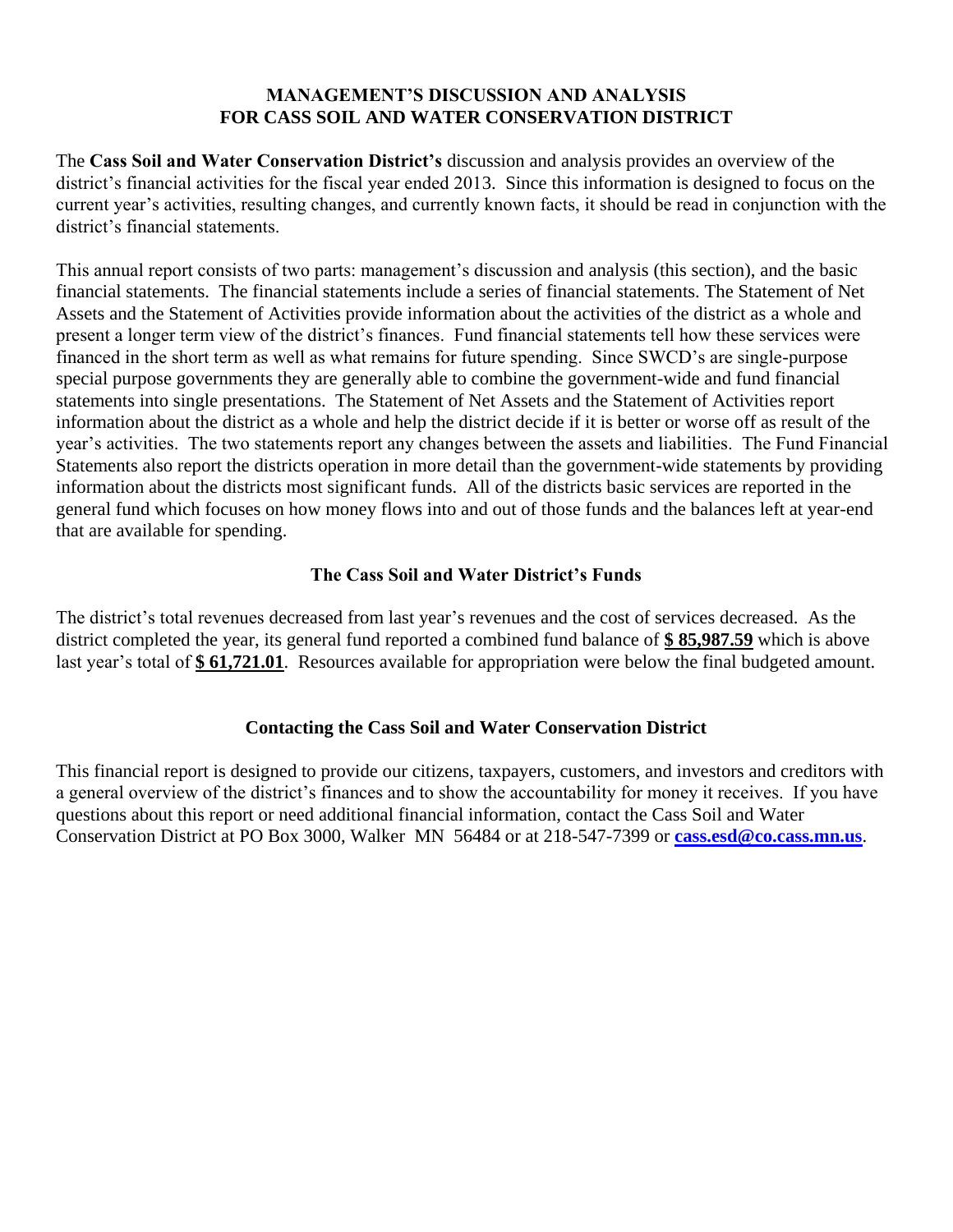# MANAGEMENT'S DISCUSSION AND ANALYSIS FOR CASS SOIL AND WATER CONSERVATION DISTRICT

The **Cass Soil and Water Conservation District's** discussion and analysis provides an overview of the district's financial activities for the fiscal year ended 2013. Since this information is designed to focus on the current year's activities, resulting changes, and currently known facts, it should be read in conjunction with the district's financial statements.

This annual report consists of two parts: management's discussion and analysis (this section), and the basic financial statements. The financial statements include a series of financial statements. The Statement of Net Assets and the Statement of Activities provide information about the activities of the district as a whole and present a longer term view of the district's finances. Fund financial statements tell how these services were financed in the short term as well as what remains for future spending. Since SWCD's are single-purpose special purpose governments they are generally able to combine the government-wide and fund financial statements into single presentations. The Statement of Net Assets and the Statement of Activities report information about the district as a whole and help the district decide if it is better or worse off as result of the year's activities. The two statements report any changes between the assets and liabilities. The Fund Financial Statements also report the districts operation in more detail than the government-wide statements by providing information about the districts most significant funds. All of the districts basic services are reported in the general fund which focuses on how money flows into and out of those funds and the balances left at year-end that are available for spending.

## The Cass Soil and Water District's Funds

The district's total revenues decreased from last year's revenues and the cost of services decreased. As the district completed the year, its general fund reported a combined fund balance of **$ 85,987.59** which is above last year's total of **$ 61,721.01**. Resources available for appropriation were below the final budgeted amount.

## Contacting the Cass Soil and Water Conservation District

This financial report is designed to provide our citizens, taxpayers, customers, and investors and creditors with a general overview of the district's finances and to show the accountability for money it receives. If you have questions about this report or need additional financial information, contact the Cass Soil and Water Conservation District at PO Box 3000, Walker MN 56484 or at 218-547-7399 or **cass.esd@co.cass.mn.us**.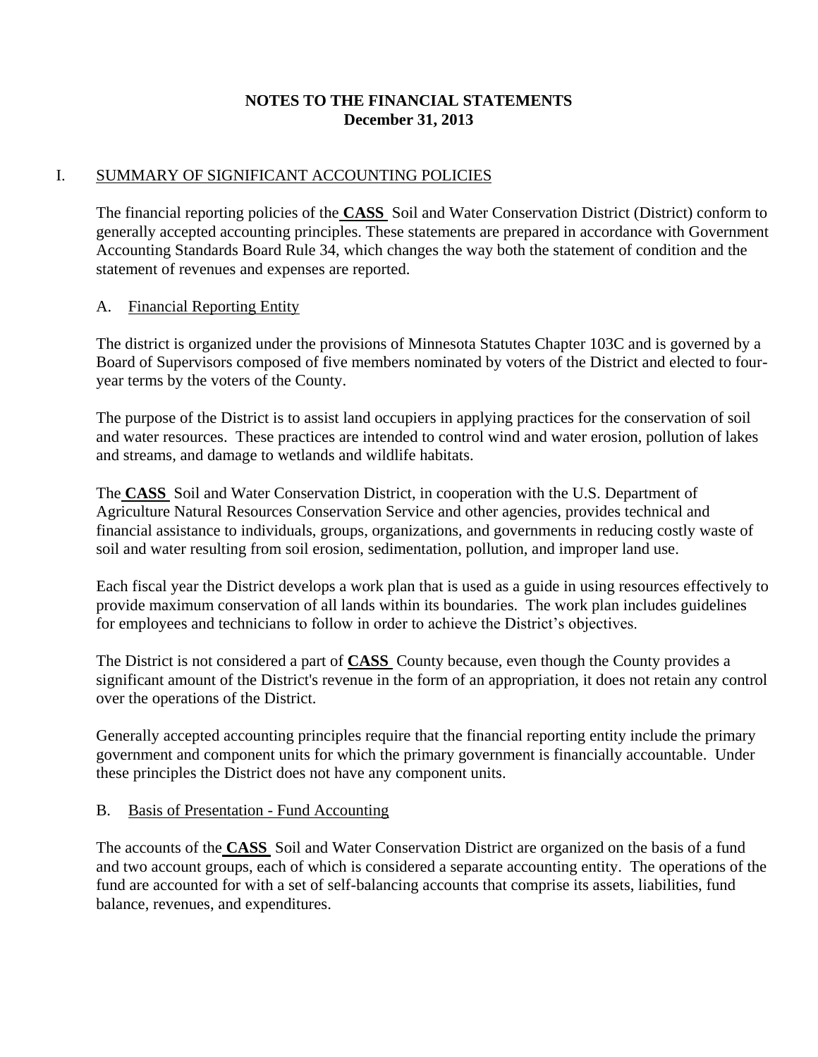# NOTES TO THE FINANCIAL STATEMENTS
## December 31, 2013

## I. SUMMARY OF SIGNIFICANT ACCOUNTING POLICIES

The financial reporting policies of the **CASS** Soil and Water Conservation District (District) conform to generally accepted accounting principles. These statements are prepared in accordance with Government Accounting Standards Board Rule 34, which changes the way both the statement of condition and the statement of revenues and expenses are reported.

### A. Financial Reporting Entity

The district is organized under the provisions of Minnesota Statutes Chapter 103C and is governed by a Board of Supervisors composed of five members nominated by voters of the District and elected to four-year terms by the voters of the County.

The purpose of the District is to assist land occupiers in applying practices for the conservation of soil and water resources. These practices are intended to control wind and water erosion, pollution of lakes and streams, and damage to wetlands and wildlife habitats.

The **CASS** Soil and Water Conservation District, in cooperation with the U.S. Department of Agriculture Natural Resources Conservation Service and other agencies, provides technical and financial assistance to individuals, groups, organizations, and governments in reducing costly waste of soil and water resulting from soil erosion, sedimentation, pollution, and improper land use.

Each fiscal year the District develops a work plan that is used as a guide in using resources effectively to provide maximum conservation of all lands within its boundaries. The work plan includes guidelines for employees and technicians to follow in order to achieve the District's objectives.

The District is not considered a part of **CASS** County because, even though the County provides a significant amount of the District's revenue in the form of an appropriation, it does not retain any control over the operations of the District.

Generally accepted accounting principles require that the financial reporting entity include the primary government and component units for which the primary government is financially accountable. Under these principles the District does not have any component units.

### B. Basis of Presentation - Fund Accounting

The accounts of the **CASS** Soil and Water Conservation District are organized on the basis of a fund and two account groups, each of which is considered a separate accounting entity. The operations of the fund are accounted for with a set of self-balancing accounts that comprise its assets, liabilities, fund balance, revenues, and expenditures.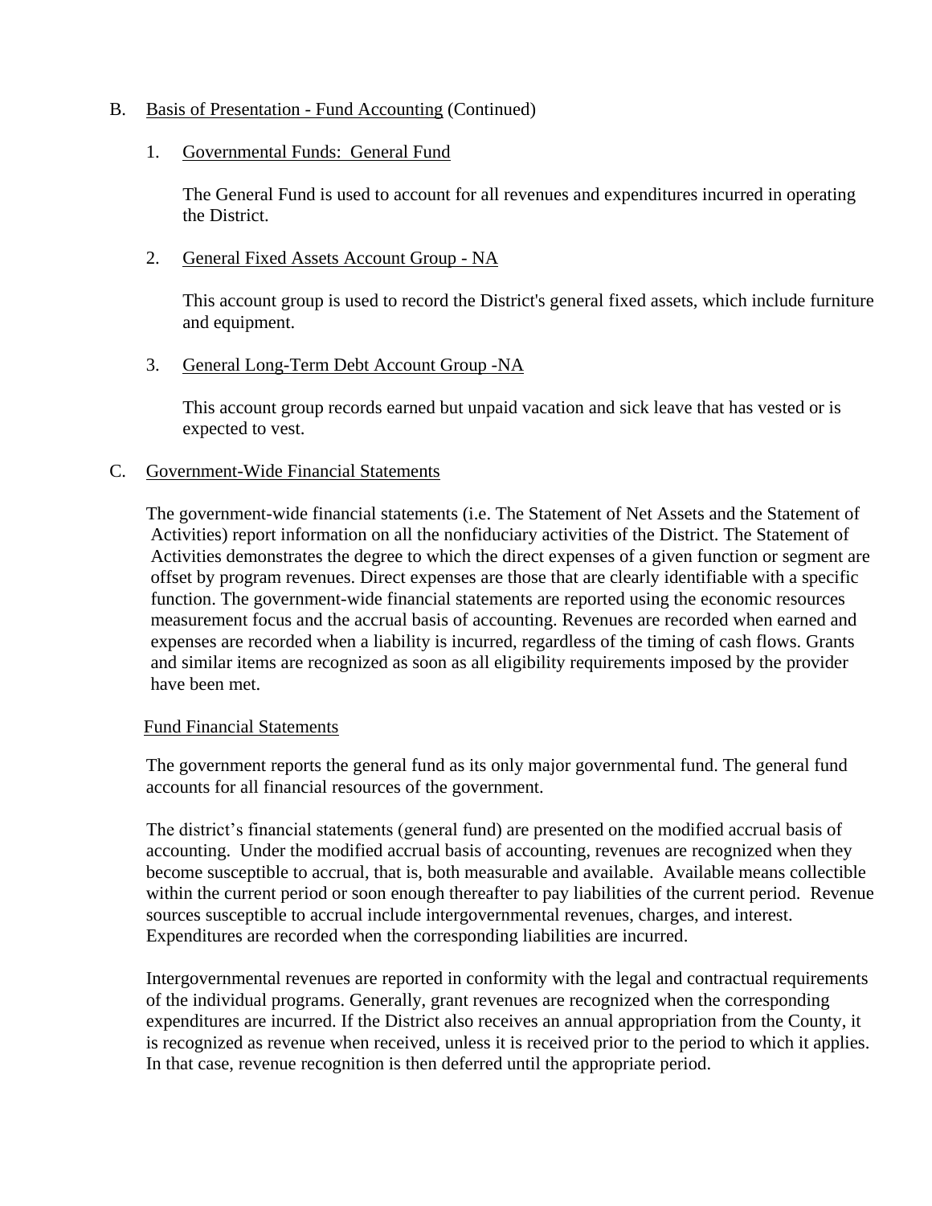B. Basis of Presentation - Fund Accounting (Continued)

1. Governmental Funds: General Fund

   The General Fund is used to account for all revenues and expenditures incurred in operating the District.

2. General Fixed Assets Account Group - NA

   This account group is used to record the District's general fixed assets, which include furniture and equipment.

3. General Long-Term Debt Account Group -NA

   This account group records earned but unpaid vacation and sick leave that has vested or is expected to vest.

C. Government-Wide Financial Statements

The government-wide financial statements (i.e. The Statement of Net Assets and the Statement of Activities) report information on all the nonfiduciary activities of the District. The Statement of Activities demonstrates the degree to which the direct expenses of a given function or segment are offset by program revenues. Direct expenses are those that are clearly identifiable with a specific function. The government-wide financial statements are reported using the economic resources measurement focus and the accrual basis of accounting. Revenues are recorded when earned and expenses are recorded when a liability is incurred, regardless of the timing of cash flows. Grants and similar items are recognized as soon as all eligibility requirements imposed by the provider have been met.

Fund Financial Statements

The government reports the general fund as its only major governmental fund. The general fund accounts for all financial resources of the government.

The district's financial statements (general fund) are presented on the modified accrual basis of accounting. Under the modified accrual basis of accounting, revenues are recognized when they become susceptible to accrual, that is, both measurable and available. Available means collectible within the current period or soon enough thereafter to pay liabilities of the current period. Revenue sources susceptible to accrual include intergovernmental revenues, charges, and interest. Expenditures are recorded when the corresponding liabilities are incurred.

Intergovernmental revenues are reported in conformity with the legal and contractual requirements of the individual programs. Generally, grant revenues are recognized when the corresponding expenditures are incurred. If the District also receives an annual appropriation from the County, it is recognized as revenue when received, unless it is received prior to the period to which it applies. In that case, revenue recognition is then deferred until the appropriate period.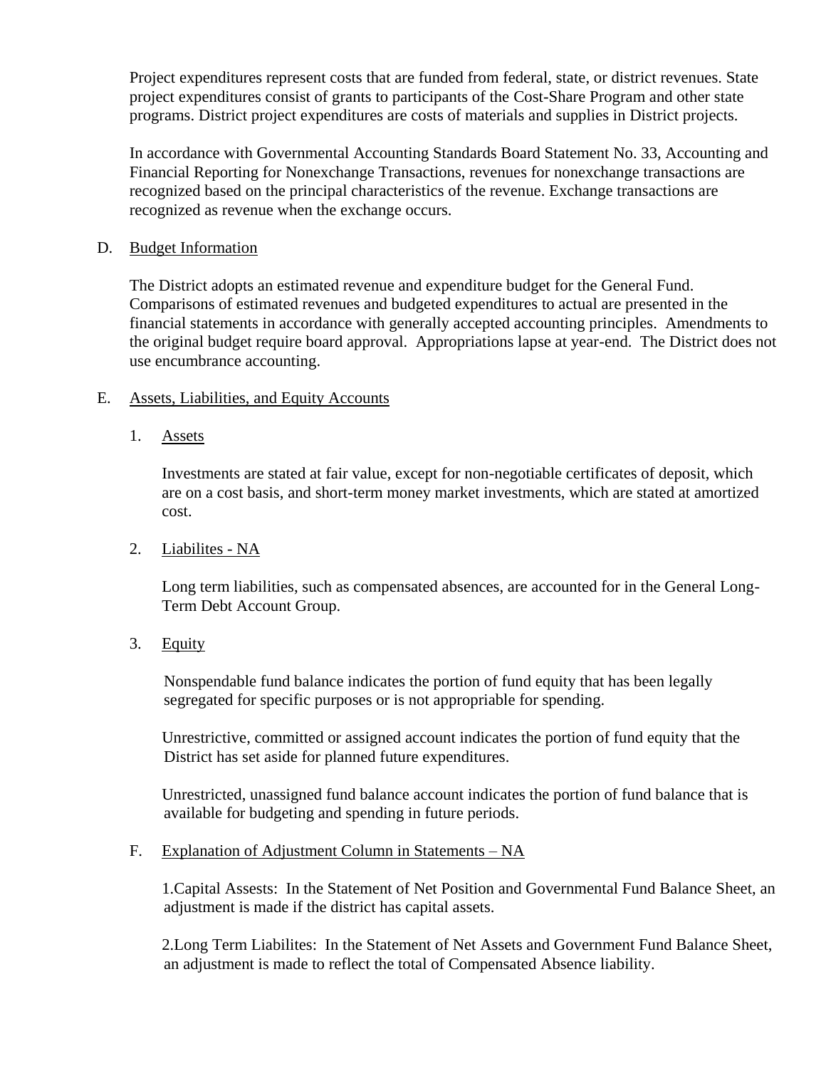Project expenditures represent costs that are funded from federal, state, or district revenues. State project expenditures consist of grants to participants of the Cost-Share Program and other state programs. District project expenditures are costs of materials and supplies in District projects.

In accordance with Governmental Accounting Standards Board Statement No. 33, Accounting and Financial Reporting for Nonexchange Transactions, revenues for nonexchange transactions are recognized based on the principal characteristics of the revenue. Exchange transactions are recognized as revenue when the exchange occurs.

D. Budget Information

The District adopts an estimated revenue and expenditure budget for the General Fund. Comparisons of estimated revenues and budgeted expenditures to actual are presented in the financial statements in accordance with generally accepted accounting principles. Amendments to the original budget require board approval. Appropriations lapse at year-end. The District does not use encumbrance accounting.

E. Assets, Liabilities, and Equity Accounts

1. Assets

Investments are stated at fair value, except for non-negotiable certificates of deposit, which are on a cost basis, and short-term money market investments, which are stated at amortized cost.

2. Liabilites - NA

Long term liabilities, such as compensated absences, are accounted for in the General Long-Term Debt Account Group.

3. Equity

Nonspendable fund balance indicates the portion of fund equity that has been legally segregated for specific purposes or is not appropriable for spending.

Unrestrictive, committed or assigned account indicates the portion of fund equity that the District has set aside for planned future expenditures.

Unrestricted, unassigned fund balance account indicates the portion of fund balance that is available for budgeting and spending in future periods.

F. Explanation of Adjustment Column in Statements – NA

1.Capital Assests: In the Statement of Net Position and Governmental Fund Balance Sheet, an adjustment is made if the district has capital assets.

2.Long Term Liabilites: In the Statement of Net Assets and Government Fund Balance Sheet, an adjustment is made to reflect the total of Compensated Absence liability.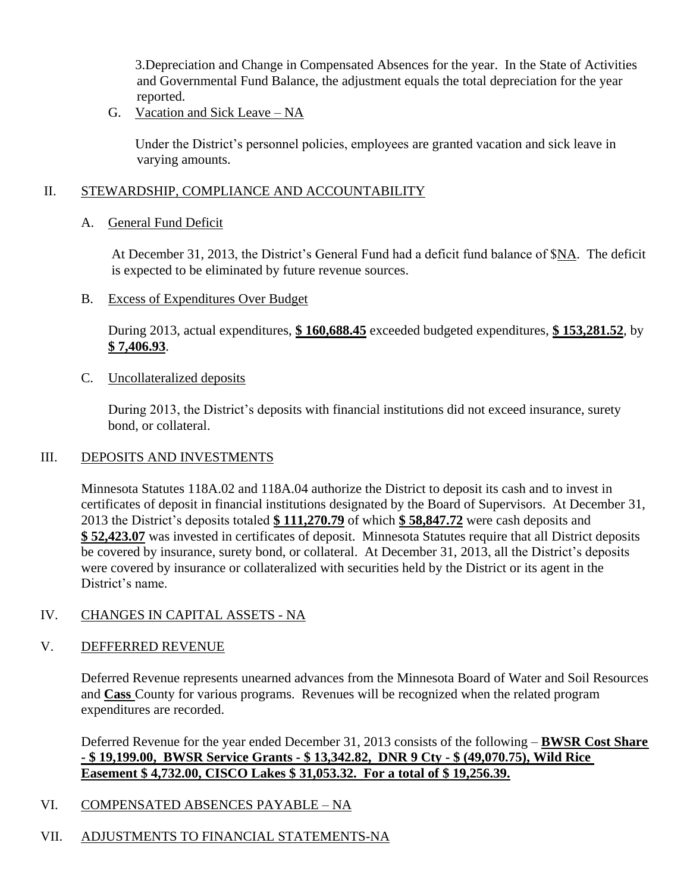3.Depreciation and Change in Compensated Absences for the year. In the State of Activities and Governmental Fund Balance, the adjustment equals the total depreciation for the year reported.

G. Vacation and Sick Leave – NA

Under the District's personnel policies, employees are granted vacation and sick leave in varying amounts.

## II. STEWARDSHIP, COMPLIANCE AND ACCOUNTABILITY

A. General Fund Deficit

At December 31, 2013, the District's General Fund had a deficit fund balance of $NA. The deficit is expected to be eliminated by future revenue sources.

B. Excess of Expenditures Over Budget

During 2013, actual expenditures, **$ 160,688.45** exceeded budgeted expenditures, **$ 153,281.52**, by **$ 7,406.93**.

C. Uncollateralized deposits

During 2013, the District's deposits with financial institutions did not exceed insurance, surety bond, or collateral.

## III. DEPOSITS AND INVESTMENTS

Minnesota Statutes 118A.02 and 118A.04 authorize the District to deposit its cash and to invest in certificates of deposit in financial institutions designated by the Board of Supervisors. At December 31, 2013 the District's deposits totaled **$ 111,270.79** of which **$ 58,847.72** were cash deposits and **$ 52,423.07** was invested in certificates of deposit. Minnesota Statutes require that all District deposits be covered by insurance, surety bond, or collateral. At December 31, 2013, all the District's deposits were covered by insurance or collateralized with securities held by the District or its agent in the District's name.

## IV. CHANGES IN CAPITAL ASSETS - NA

## V. DEFFERRED REVENUE

Deferred Revenue represents unearned advances from the Minnesota Board of Water and Soil Resources and **Cass** County for various programs. Revenues will be recognized when the related program expenditures are recorded.

Deferred Revenue for the year ended December 31, 2013 consists of the following – **BWSR Cost Share - $ 19,199.00, BWSR Service Grants - $ 13,342.82, DNR 9 Cty - $ (49,070.75), Wild Rice Easement $ 4,732.00, CISCO Lakes $ 31,053.32. For a total of $ 19,256.39.**

## VI. COMPENSATED ABSENCES PAYABLE – NA

## VII. ADJUSTMENTS TO FINANCIAL STATEMENTS-NA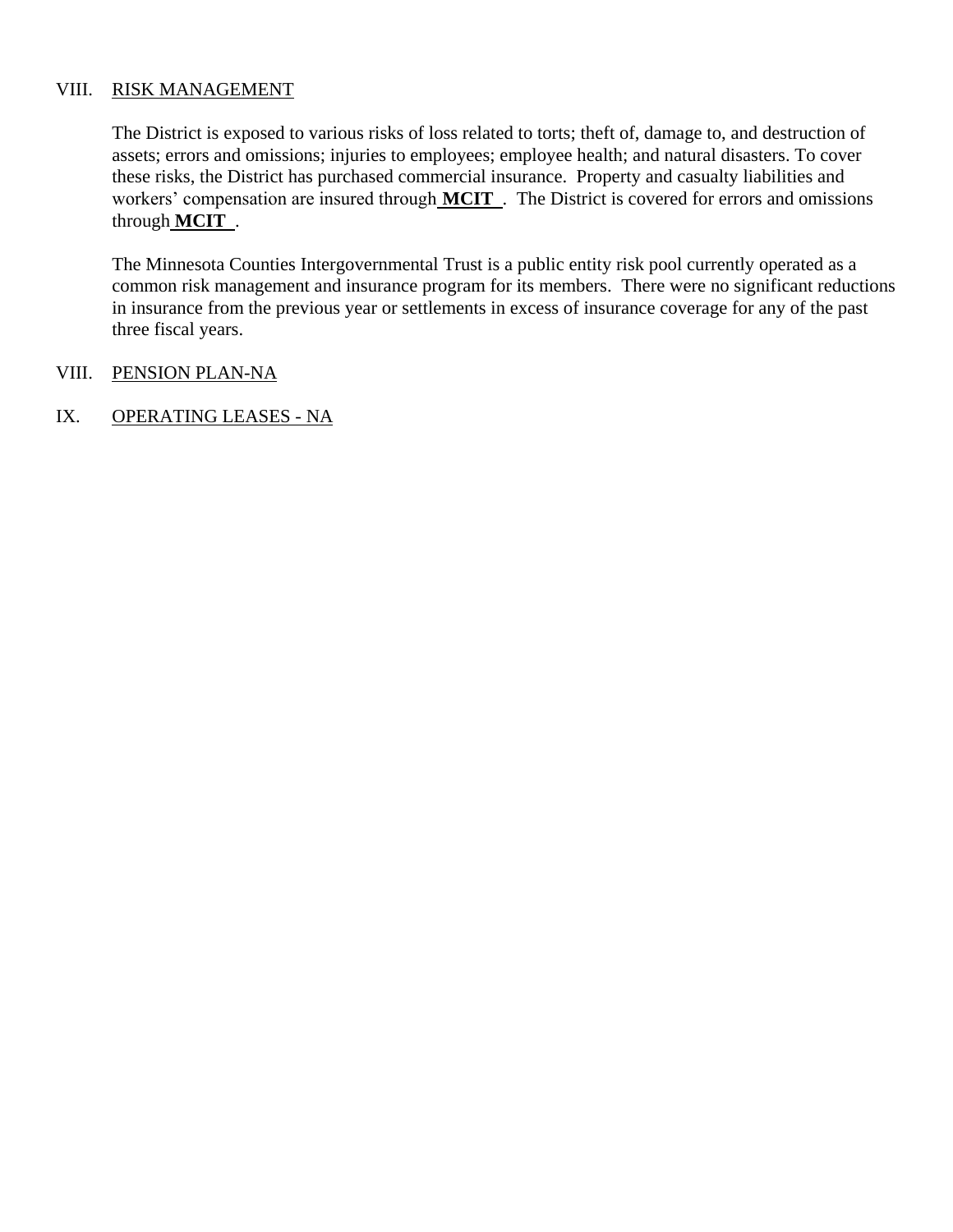VIII. RISK MANAGEMENT

The District is exposed to various risks of loss related to torts; theft of, damage to, and destruction of assets; errors and omissions; injuries to employees; employee health; and natural disasters. To cover these risks, the District has purchased commercial insurance. Property and casualty liabilities and workers' compensation are insured through **MCIT**. The District is covered for errors and omissions through **MCIT**.

The Minnesota Counties Intergovernmental Trust is a public entity risk pool currently operated as a common risk management and insurance program for its members. There were no significant reductions in insurance from the previous year or settlements in excess of insurance coverage for any of the past three fiscal years.

VIII. PENSION PLAN-NA

IX. OPERATING LEASES - NA